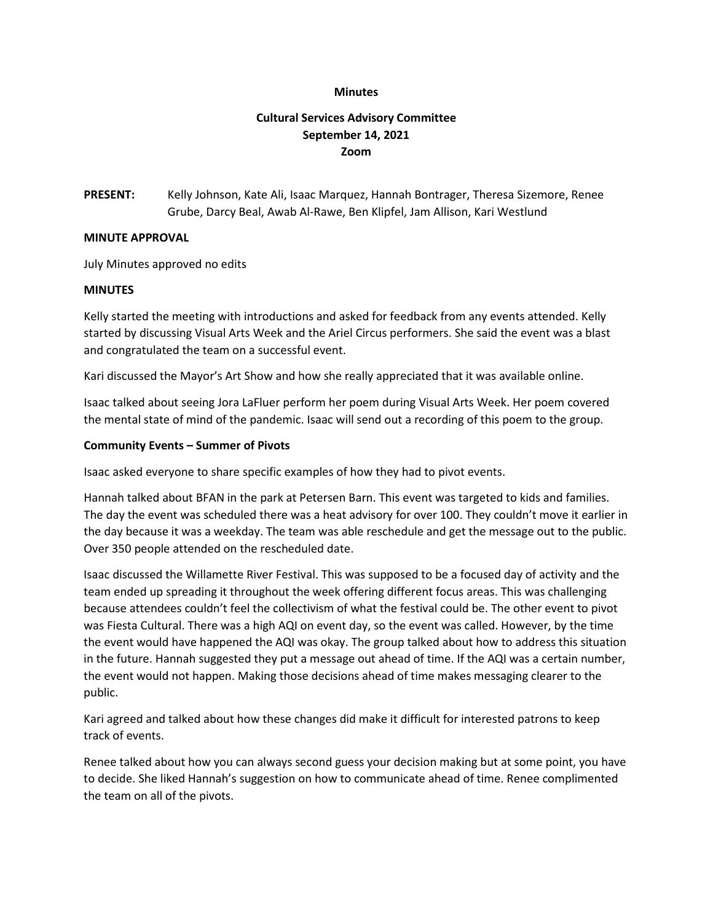**Minutes**

**Cultural Services Advisory Committee**
**September 14, 2021**
**Zoom**

**PRESENT:** Kelly Johnson, Kate Ali, Isaac Marquez, Hannah Bontrager, Theresa Sizemore, Renee Grube, Darcy Beal, Awab Al-Rawe, Ben Klipfel, Jam Allison, Kari Westlund

**MINUTE APPROVAL**

July Minutes approved no edits

**MINUTES**

Kelly started the meeting with introductions and asked for feedback from any events attended. Kelly started by discussing Visual Arts Week and the Ariel Circus performers. She said the event was a blast and congratulated the team on a successful event.

Kari discussed the Mayor's Art Show and how she really appreciated that it was available online.

Isaac talked about seeing Jora LaFluer perform her poem during Visual Arts Week. Her poem covered the mental state of mind of the pandemic. Isaac will send out a recording of this poem to the group.

**Community Events – Summer of Pivots**

Isaac asked everyone to share specific examples of how they had to pivot events.

Hannah talked about BFAN in the park at Petersen Barn. This event was targeted to kids and families. The day the event was scheduled there was a heat advisory for over 100. They couldn't move it earlier in the day because it was a weekday. The team was able reschedule and get the message out to the public. Over 350 people attended on the rescheduled date.

Isaac discussed the Willamette River Festival. This was supposed to be a focused day of activity and the team ended up spreading it throughout the week offering different focus areas. This was challenging because attendees couldn't feel the collectivism of what the festival could be. The other event to pivot was Fiesta Cultural. There was a high AQI on event day, so the event was called. However, by the time the event would have happened the AQI was okay. The group talked about how to address this situation in the future. Hannah suggested they put a message out ahead of time. If the AQI was a certain number, the event would not happen. Making those decisions ahead of time makes messaging clearer to the public.

Kari agreed and talked about how these changes did make it difficult for interested patrons to keep track of events.

Renee talked about how you can always second guess your decision making but at some point, you have to decide. She liked Hannah's suggestion on how to communicate ahead of time. Renee complimented the team on all of the pivots.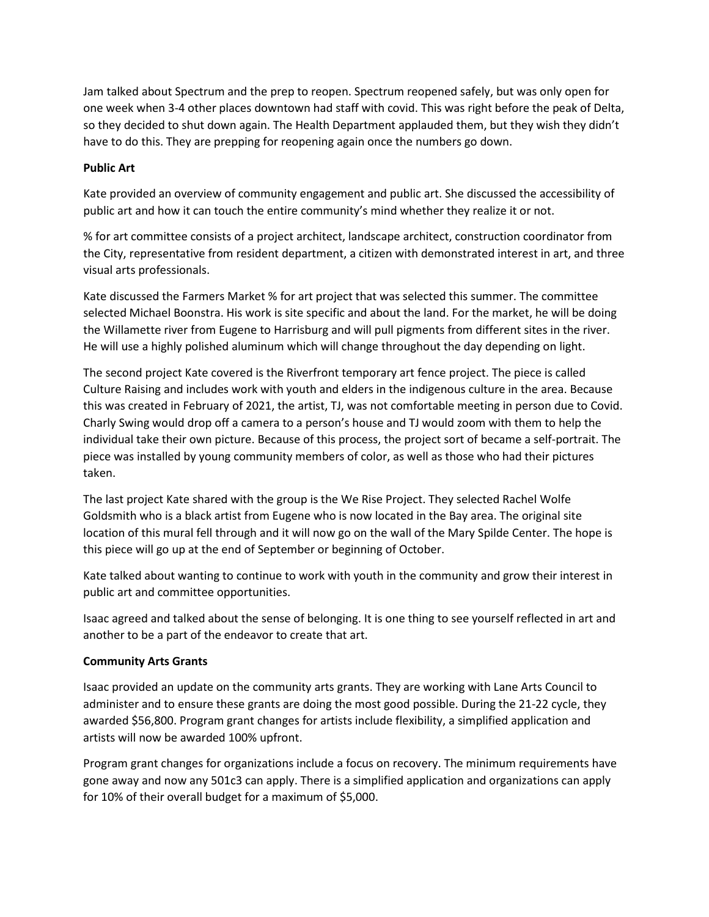Jam talked about Spectrum and the prep to reopen. Spectrum reopened safely, but was only open for one week when 3-4 other places downtown had staff with covid. This was right before the peak of Delta, so they decided to shut down again. The Health Department applauded them, but they wish they didn't have to do this. They are prepping for reopening again once the numbers go down.

**Public Art**

Kate provided an overview of community engagement and public art. She discussed the accessibility of public art and how it can touch the entire community's mind whether they realize it or not.

% for art committee consists of a project architect, landscape architect, construction coordinator from the City, representative from resident department, a citizen with demonstrated interest in art, and three visual arts professionals.

Kate discussed the Farmers Market % for art project that was selected this summer. The committee selected Michael Boonstra. His work is site specific and about the land. For the market, he will be doing the Willamette river from Eugene to Harrisburg and will pull pigments from different sites in the river. He will use a highly polished aluminum which will change throughout the day depending on light.

The second project Kate covered is the Riverfront temporary art fence project. The piece is called Culture Raising and includes work with youth and elders in the indigenous culture in the area. Because this was created in February of 2021, the artist, TJ, was not comfortable meeting in person due to Covid. Charly Swing would drop off a camera to a person's house and TJ would zoom with them to help the individual take their own picture. Because of this process, the project sort of became a self-portrait. The piece was installed by young community members of color, as well as those who had their pictures taken.

The last project Kate shared with the group is the We Rise Project. They selected Rachel Wolfe Goldsmith who is a black artist from Eugene who is now located in the Bay area. The original site location of this mural fell through and it will now go on the wall of the Mary Spilde Center. The hope is this piece will go up at the end of September or beginning of October.

Kate talked about wanting to continue to work with youth in the community and grow their interest in public art and committee opportunities.

Isaac agreed and talked about the sense of belonging. It is one thing to see yourself reflected in art and another to be a part of the endeavor to create that art.

**Community Arts Grants**

Isaac provided an update on the community arts grants. They are working with Lane Arts Council to administer and to ensure these grants are doing the most good possible. During the 21-22 cycle, they awarded $56,800. Program grant changes for artists include flexibility, a simplified application and artists will now be awarded 100% upfront.

Program grant changes for organizations include a focus on recovery. The minimum requirements have gone away and now any 501c3 can apply. There is a simplified application and organizations can apply for 10% of their overall budget for a maximum of $5,000.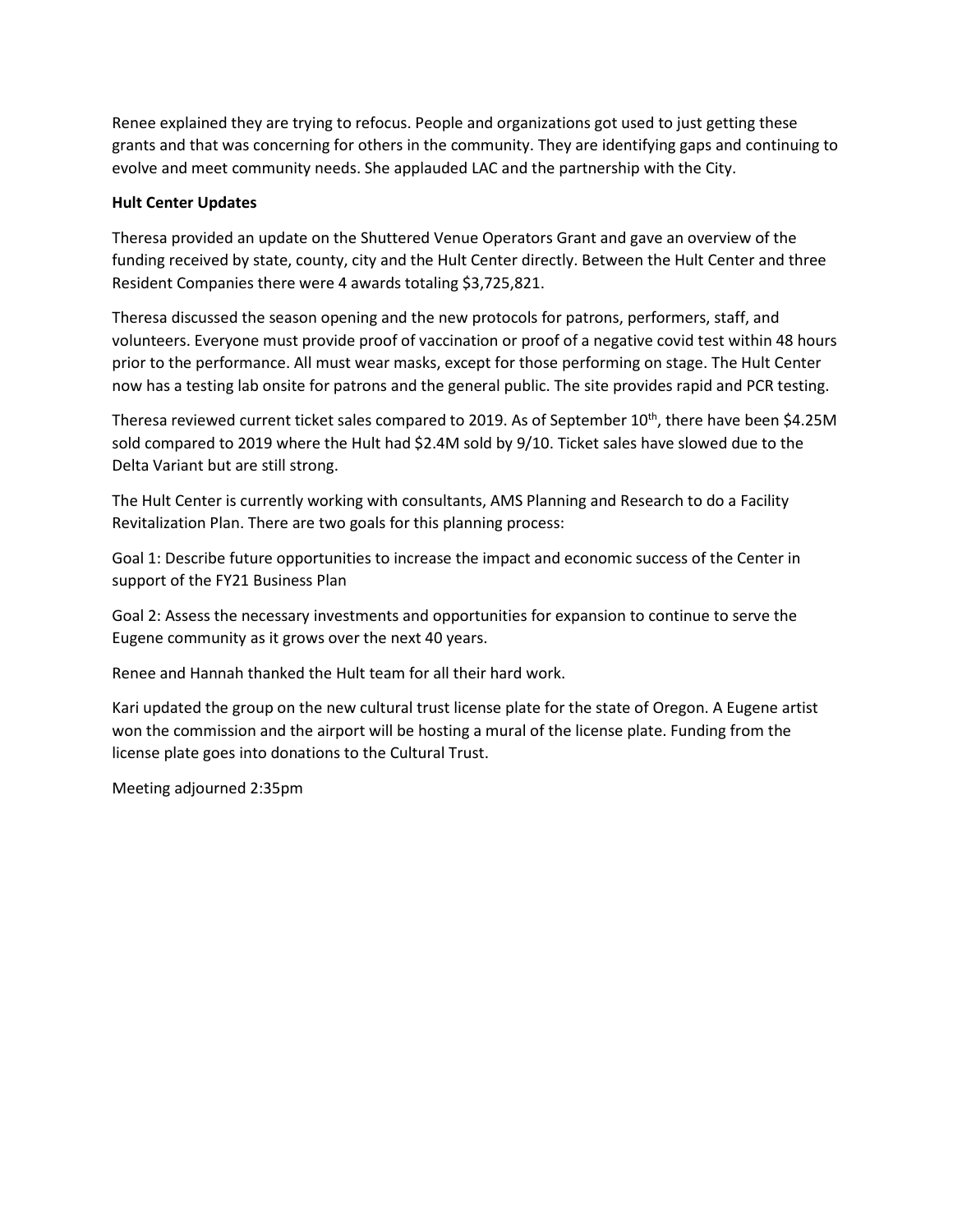Renee explained they are trying to refocus. People and organizations got used to just getting these grants and that was concerning for others in the community. They are identifying gaps and continuing to evolve and meet community needs. She applauded LAC and the partnership with the City.

**Hult Center Updates**

Theresa provided an update on the Shuttered Venue Operators Grant and gave an overview of the funding received by state, county, city and the Hult Center directly. Between the Hult Center and three Resident Companies there were 4 awards totaling $3,725,821.

Theresa discussed the season opening and the new protocols for patrons, performers, staff, and volunteers. Everyone must provide proof of vaccination or proof of a negative covid test within 48 hours prior to the performance. All must wear masks, except for those performing on stage. The Hult Center now has a testing lab onsite for patrons and the general public. The site provides rapid and PCR testing.

Theresa reviewed current ticket sales compared to 2019. As of September 10th, there have been $4.25M sold compared to 2019 where the Hult had $2.4M sold by 9/10. Ticket sales have slowed due to the Delta Variant but are still strong.

The Hult Center is currently working with consultants, AMS Planning and Research to do a Facility Revitalization Plan. There are two goals for this planning process:

Goal 1: Describe future opportunities to increase the impact and economic success of the Center in support of the FY21 Business Plan

Goal 2: Assess the necessary investments and opportunities for expansion to continue to serve the Eugene community as it grows over the next 40 years.

Renee and Hannah thanked the Hult team for all their hard work.

Kari updated the group on the new cultural trust license plate for the state of Oregon. A Eugene artist won the commission and the airport will be hosting a mural of the license plate. Funding from the license plate goes into donations to the Cultural Trust.

Meeting adjourned 2:35pm